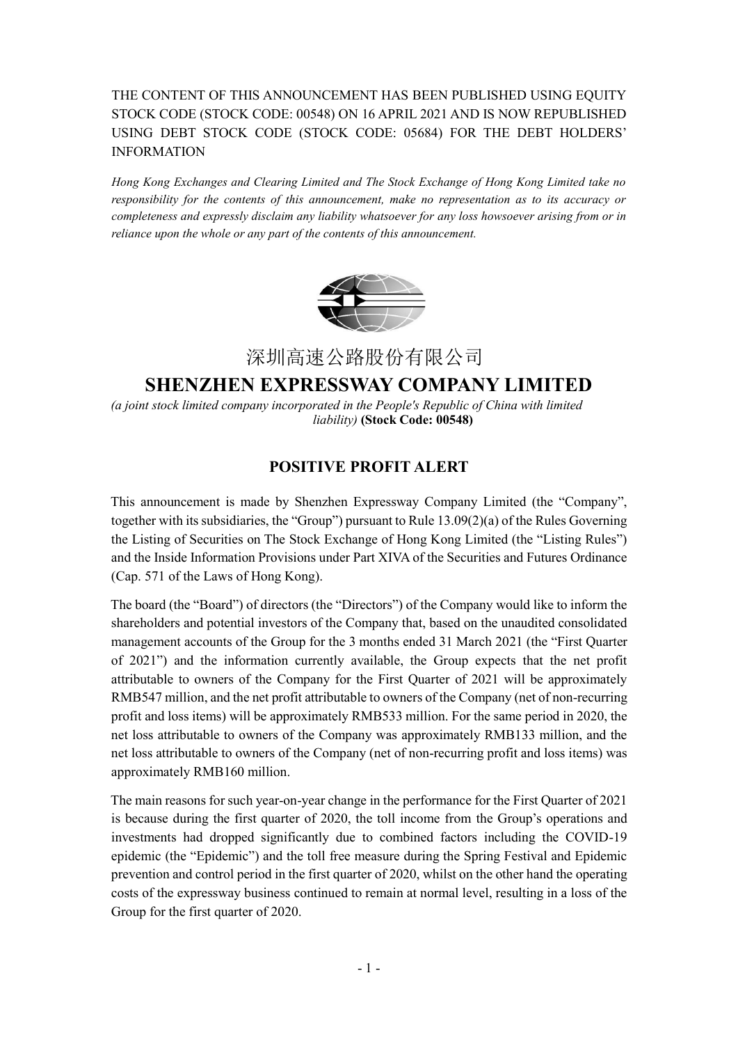THE CONTENT OF THIS ANNOUNCEMENT HAS BEEN PUBLISHED USING EQUITY STOCK CODE (STOCK CODE: 00548) ON 16 APRIL 2021 AND IS NOW REPUBLISHED USING DEBT STOCK CODE (STOCK CODE: 05684) FOR THE DEBT HOLDERS' INFORMATION

*Hong Kong Exchanges and Clearing Limited and The Stock Exchange of Hong Kong Limited take no responsibility for the contents of this announcement, make no representation as to its accuracy or completeness and expressly disclaim any liability whatsoever for any loss howsoever arising from or in reliance upon the whole or any part of the contents of this announcement.*

# 深圳高速公路股份有限公司

# SHENZHEN EXPRESSWAY COMPANY LIMITED

*(a joint stock limited company incorporated in the People's Republic of China with limited liability)* **(Stock Code: 00548)**

## POSITIVE PROFIT ALERT

This announcement is made by Shenzhen Expressway Company Limited (the "Company", together with its subsidiaries, the "Group") pursuant to Rule 13.09(2)(a) of the Rules Governing the Listing of Securities on The Stock Exchange of Hong Kong Limited (the "Listing Rules") and the Inside Information Provisions under Part XIVA of the Securities and Futures Ordinance (Cap. 571 of the Laws of Hong Kong).

The board (the "Board") of directors (the "Directors") of the Company would like to inform the shareholders and potential investors of the Company that, based on the unaudited consolidated management accounts of the Group for the 3 months ended 31 March 2021 (the "First Quarter of 2021") and the information currently available, the Group expects that the net profit attributable to owners of the Company for the First Quarter of 2021 will be approximately RMB547 million, and the net profit attributable to owners of the Company (net of non-recurring profit and loss items) will be approximately RMB533 million. For the same period in 2020, the net loss attributable to owners of the Company was approximately RMB133 million, and the net loss attributable to owners of the Company (net of non-recurring profit and loss items) was approximately RMB160 million.

The main reasons for such year-on-year change in the performance for the First Quarter of 2021 is because during the first quarter of 2020, the toll income from the Group's operations and investments had dropped significantly due to combined factors including the COVID-19 epidemic (the "Epidemic") and the toll free measure during the Spring Festival and Epidemic prevention and control period in the first quarter of 2020, whilst on the other hand the operating costs of the expressway business continued to remain at normal level, resulting in a loss of the Group for the first quarter of 2020.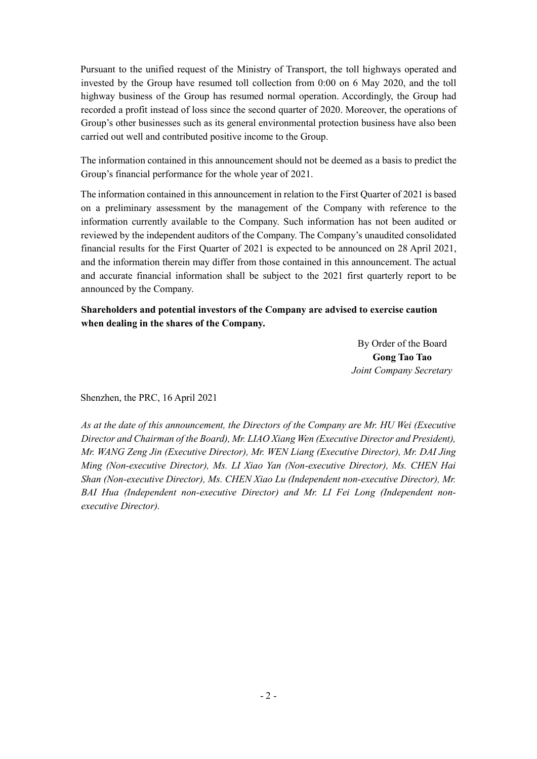Pursuant to the unified request of the Ministry of Transport, the toll highways operated and invested by the Group have resumed toll collection from 0:00 on 6 May 2020, and the toll highway business of the Group has resumed normal operation. Accordingly, the Group had recorded a profit instead of loss since the second quarter of 2020. Moreover, the operations of Group's other businesses such as its general environmental protection business have also been carried out well and contributed positive income to the Group.

The information contained in this announcement should not be deemed as a basis to predict the Group's financial performance for the whole year of 2021.

The information contained in this announcement in relation to the First Quarter of 2021 is based on a preliminary assessment by the management of the Company with reference to the information currently available to the Company. Such information has not been audited or reviewed by the independent auditors of the Company. The Company's unaudited consolidated financial results for the First Quarter of 2021 is expected to be announced on 28 April 2021, and the information therein may differ from those contained in this announcement. The actual and accurate financial information shall be subject to the 2021 first quarterly report to be announced by the Company.

**Shareholders and potential investors of the Company are advised to exercise caution when dealing in the shares of the Company.**

By Order of the Board
**Gong Tao Tao**
*Joint Company Secretary*

Shenzhen, the PRC, 16 April 2021

*As at the date of this announcement, the Directors of the Company are Mr. HU Wei (Executive Director and Chairman of the Board), Mr. LIAO Xiang Wen (Executive Director and President), Mr. WANG Zeng Jin (Executive Director), Mr. WEN Liang (Executive Director), Mr. DAI Jing Ming (Non-executive Director), Ms. LI Xiao Yan (Non-executive Director), Ms. CHEN Hai Shan (Non-executive Director), Ms. CHEN Xiao Lu (Independent non-executive Director), Mr. BAI Hua (Independent non-executive Director) and Mr. LI Fei Long (Independent non-executive Director).*